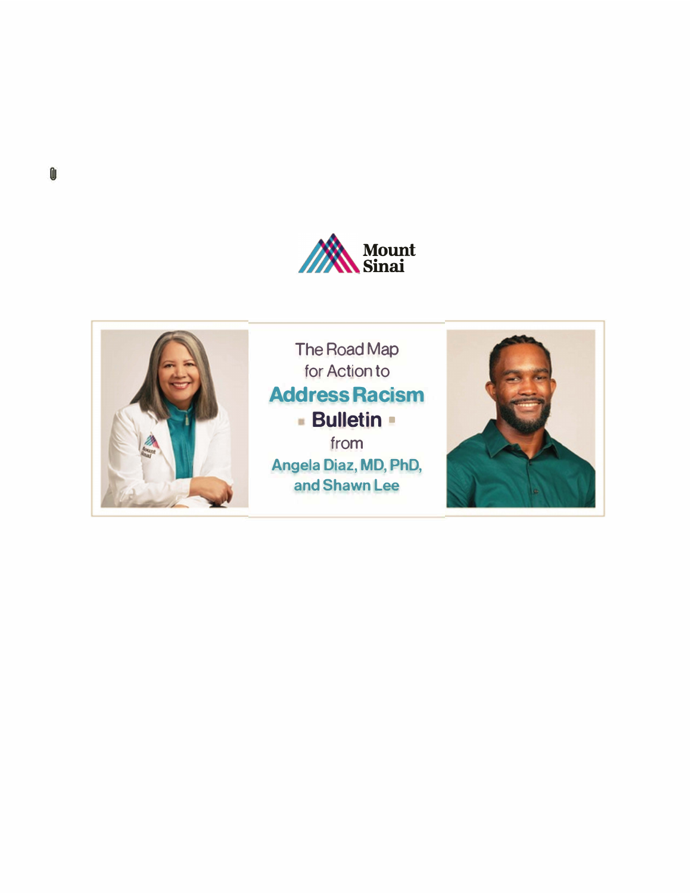Mount Sinai

The Road Map for Action to

# Address Racism

## Bulletin

from

**Angela Diaz, MD, PhD, and Shawn Lee**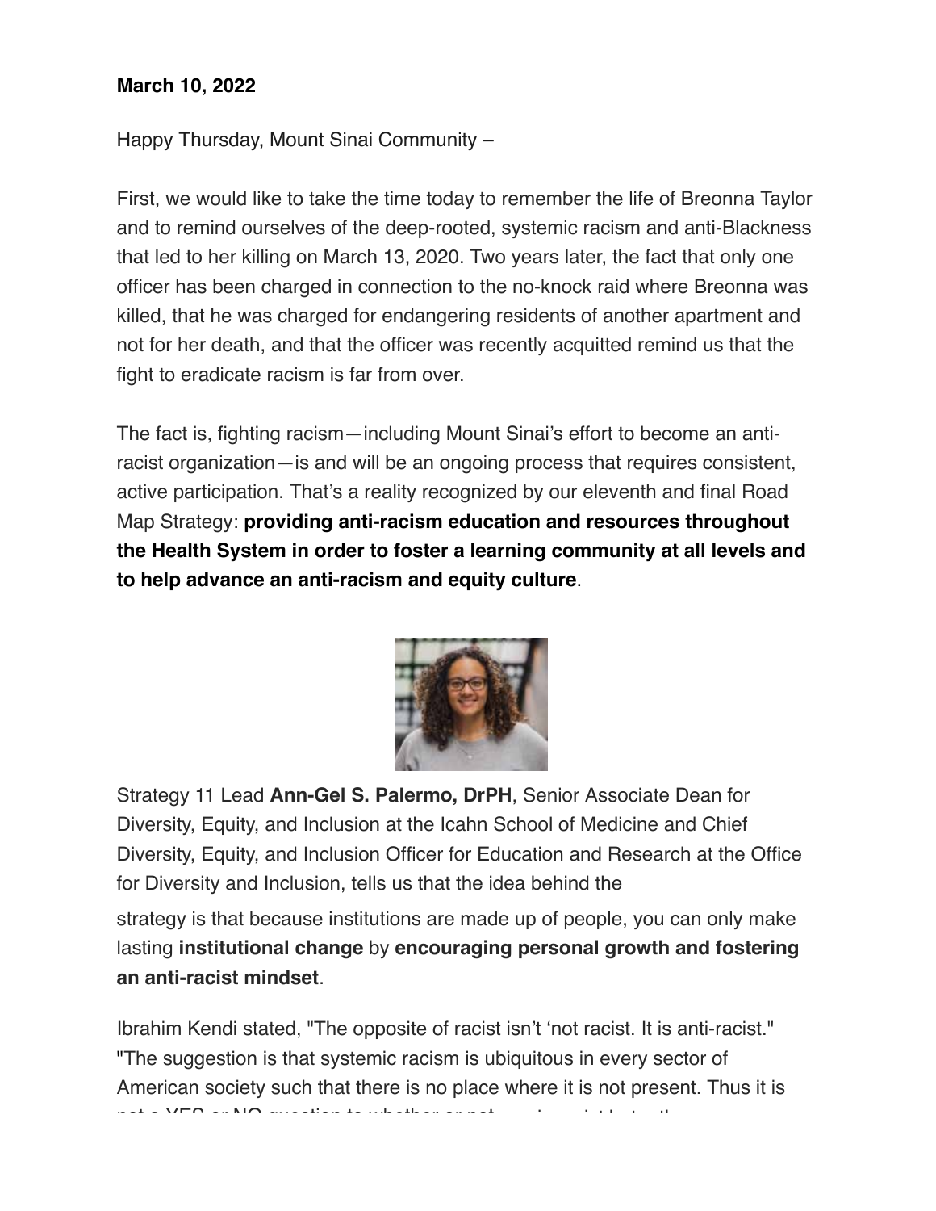**March 10, 2022**

Happy Thursday, Mount Sinai Community –

First, we would like to take the time today to remember the life of Breonna Taylor and to remind ourselves of the deep-rooted, systemic racism and anti-Blackness that led to her killing on March 13, 2020. Two years later, the fact that only one officer has been charged in connection to the no-knock raid where Breonna was killed, that he was charged for endangering residents of another apartment and not for her death, and that the officer was recently acquitted remind us that the fight to eradicate racism is far from over.

The fact is, fighting racism—including Mount Sinai's effort to become an anti-racist organization—is and will be an ongoing process that requires consistent, active participation. That's a reality recognized by our eleventh and final Road Map Strategy: **providing anti-racism education and resources throughout the Health System in order to foster a learning community at all levels and to help advance an anti-racism and equity culture**.

Strategy 11 Lead **Ann-Gel S. Palermo, DrPH**, Senior Associate Dean for Diversity, Equity, and Inclusion at the Icahn School of Medicine and Chief Diversity, Equity, and Inclusion Officer for Education and Research at the Office for Diversity and Inclusion, tells us that the idea behind the strategy is that because institutions are made up of people, you can only make lasting **institutional change** by **encouraging personal growth and fostering an anti-racist mindset**.

Ibrahim Kendi stated, "The opposite of racist isn't 'not racist. It is anti-racist." "The suggestion is that systemic racism is ubiquitous in every sector of American society such that there is no place where it is not present. Thus it is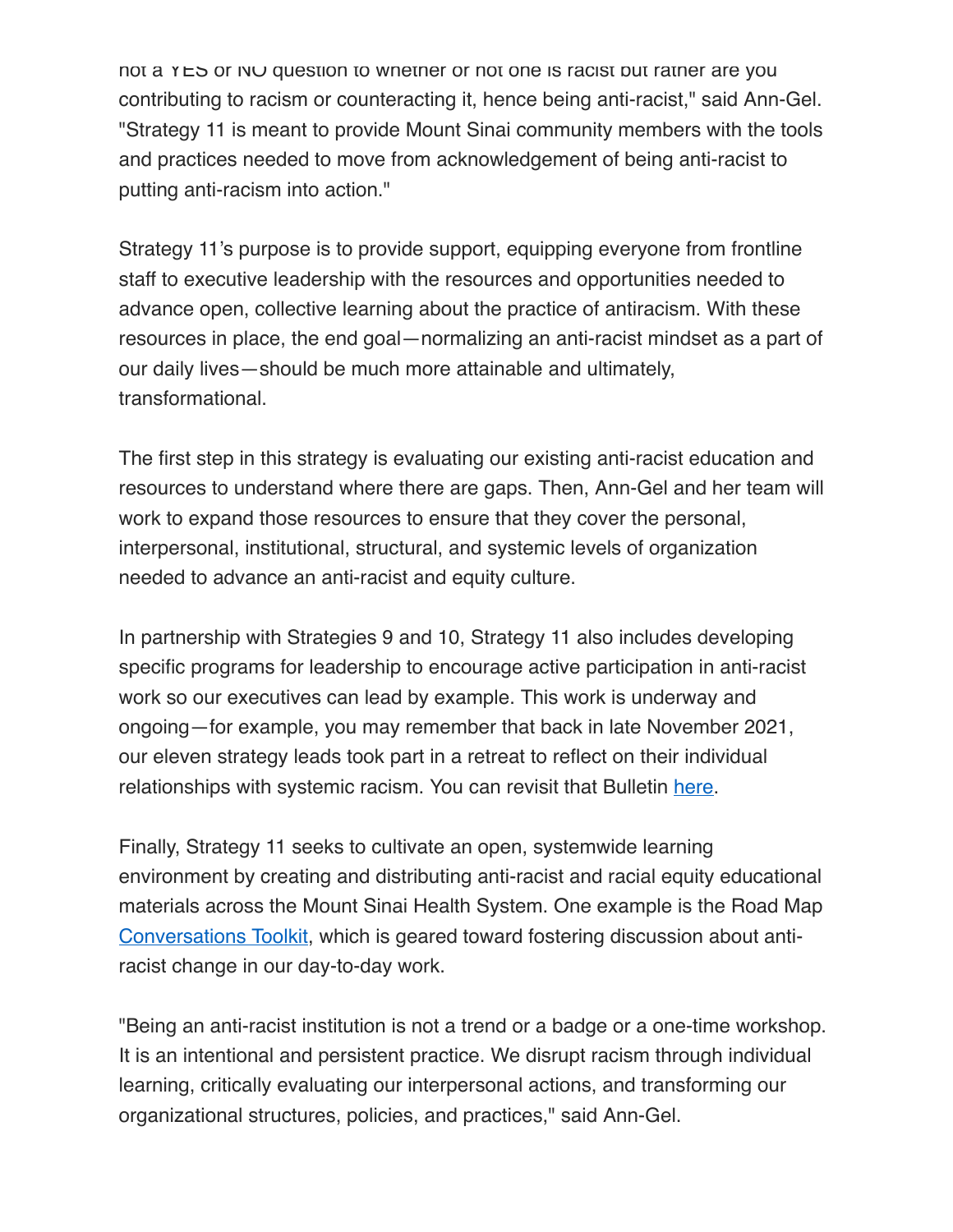not a YES or NO question to whether or not one is racist but rather are you contributing to racism or counteracting it, hence being anti-racist," said Ann-Gel. "Strategy 11 is meant to provide Mount Sinai community members with the tools and practices needed to move from acknowledgement of being anti-racist to putting anti-racism into action."

Strategy 11's purpose is to provide support, equipping everyone from frontline staff to executive leadership with the resources and opportunities needed to advance open, collective learning about the practice of antiracism. With these resources in place, the end goal—normalizing an anti-racist mindset as a part of our daily lives—should be much more attainable and ultimately, transformational.

The first step in this strategy is evaluating our existing anti-racist education and resources to understand where there are gaps. Then, Ann-Gel and her team will work to expand those resources to ensure that they cover the personal, interpersonal, institutional, structural, and systemic levels of organization needed to advance an anti-racist and equity culture.

In partnership with Strategies 9 and 10, Strategy 11 also includes developing specific programs for leadership to encourage active participation in anti-racist work so our executives can lead by example. This work is underway and ongoing—for example, you may remember that back in late November 2021, our eleven strategy leads took part in a retreat to reflect on their individual relationships with systemic racism. You can revisit that Bulletin here.

Finally, Strategy 11 seeks to cultivate an open, systemwide learning environment by creating and distributing anti-racist and racial equity educational materials across the Mount Sinai Health System. One example is the Road Map Conversations Toolkit, which is geared toward fostering discussion about anti-racist change in our day-to-day work.

"Being an anti-racist institution is not a trend or a badge or a one-time workshop. It is an intentional and persistent practice. We disrupt racism through individual learning, critically evaluating our interpersonal actions, and transforming our organizational structures, policies, and practices," said Ann-Gel.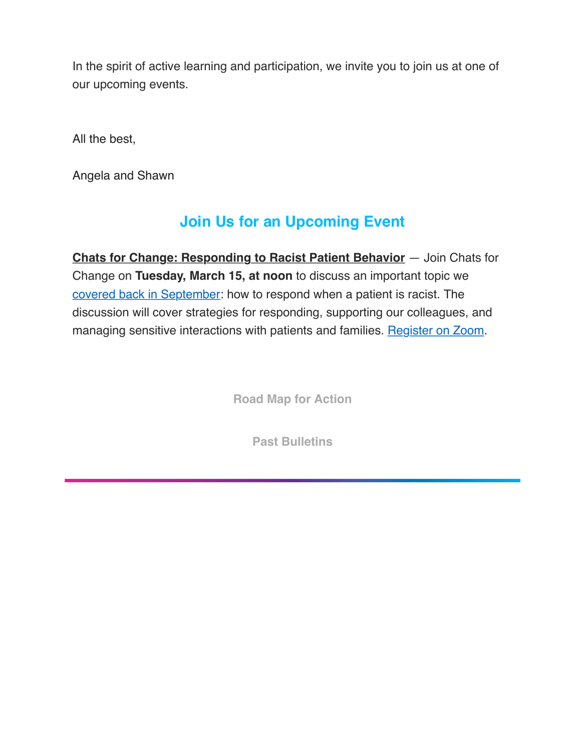In the spirit of active learning and participation, we invite you to join us at one of our upcoming events.

All the best,

Angela and Shawn

## Join Us for an Upcoming Event

**Chats for Change: Responding to Racist Patient Behavior** — Join Chats for Change on **Tuesday, March 15, at noon** to discuss an important topic we covered back in September: how to respond when a patient is racist. The discussion will cover strategies for responding, supporting our colleagues, and managing sensitive interactions with patients and families. Register on Zoom.

**Road Map for Action**

**Past Bulletins**